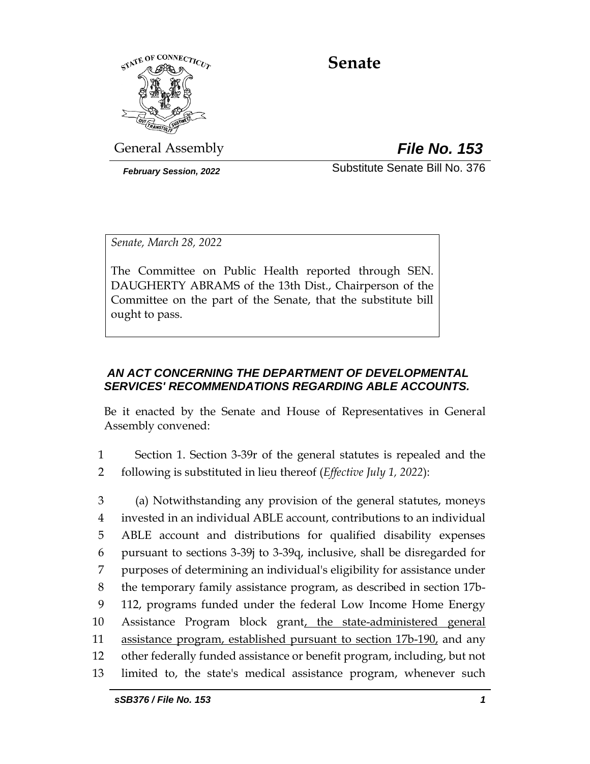# Senate

General Assembly

***File No. 153***

*February Session, 2022*

Substitute Senate Bill No. 376

*Senate, March 28, 2022*

The Committee on Public Health reported through SEN. DAUGHERTY ABRAMS of the 13th Dist., Chairperson of the Committee on the part of the Senate, that the substitute bill ought to pass.

***AN ACT CONCERNING THE DEPARTMENT OF DEVELOPMENTAL SERVICES' RECOMMENDATIONS REGARDING ABLE ACCOUNTS.***

Be it enacted by the Senate and House of Representatives in General Assembly convened:

1 Section 1. Section 3-39r of the general statutes is repealed and the
2 following is substituted in lieu thereof (*Effective July 1, 2022*):

3 (a) Notwithstanding any provision of the general statutes, moneys
4 invested in an individual ABLE account, contributions to an individual
5 ABLE account and distributions for qualified disability expenses
6 pursuant to sections 3-39j to 3-39q, inclusive, shall be disregarded for
7 purposes of determining an individual's eligibility for assistance under
8 the temporary family assistance program, as described in section 17b-
9 112, programs funded under the federal Low Income Home Energy
10 Assistance Program block grant, the state-administered general
11 assistance program, established pursuant to section 17b-190, and any
12 other federally funded assistance or benefit program, including, but not
13 limited to, the state's medical assistance program, whenever such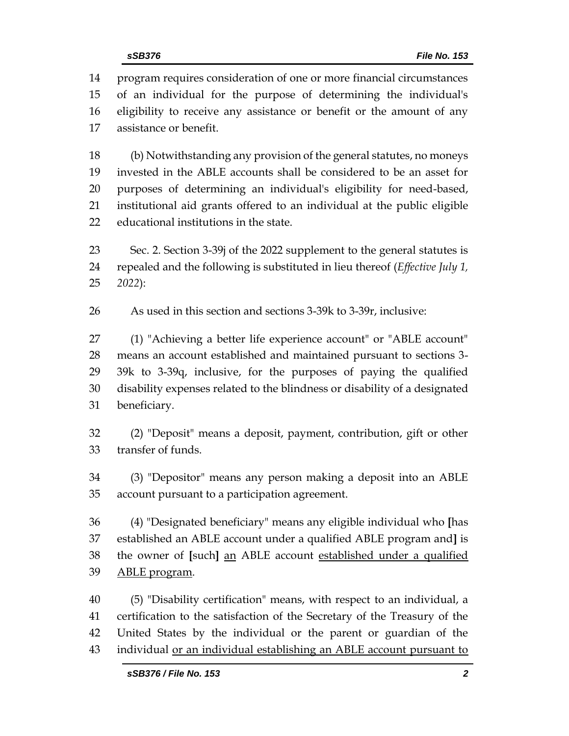program requires consideration of one or more financial circumstances of an individual for the purpose of determining the individual's eligibility to receive any assistance or benefit or the amount of any assistance or benefit.

(b) Notwithstanding any provision of the general statutes, no moneys invested in the ABLE accounts shall be considered to be an asset for purposes of determining an individual's eligibility for need-based, institutional aid grants offered to an individual at the public eligible educational institutions in the state.

Sec. 2. Section 3-39j of the 2022 supplement to the general statutes is repealed and the following is substituted in lieu thereof (*Effective July 1, 2022*):

As used in this section and sections 3-39k to 3-39r, inclusive:

(1) "Achieving a better life experience account" or "ABLE account" means an account established and maintained pursuant to sections 3-39k to 3-39q, inclusive, for the purposes of paying the qualified disability expenses related to the blindness or disability of a designated beneficiary.

(2) "Deposit" means a deposit, payment, contribution, gift or other transfer of funds.

(3) "Depositor" means any person making a deposit into an ABLE account pursuant to a participation agreement.

(4) "Designated beneficiary" means any eligible individual who **[**has established an ABLE account under a qualified ABLE program and**]** is the owner of **[**such**]** <u>an</u> ABLE account <u>established under a qualified ABLE program</u>.

(5) "Disability certification" means, with respect to an individual, a certification to the satisfaction of the Secretary of the Treasury of the United States by the individual or the parent or guardian of the individual <u>or an individual establishing an ABLE account pursuant to</u>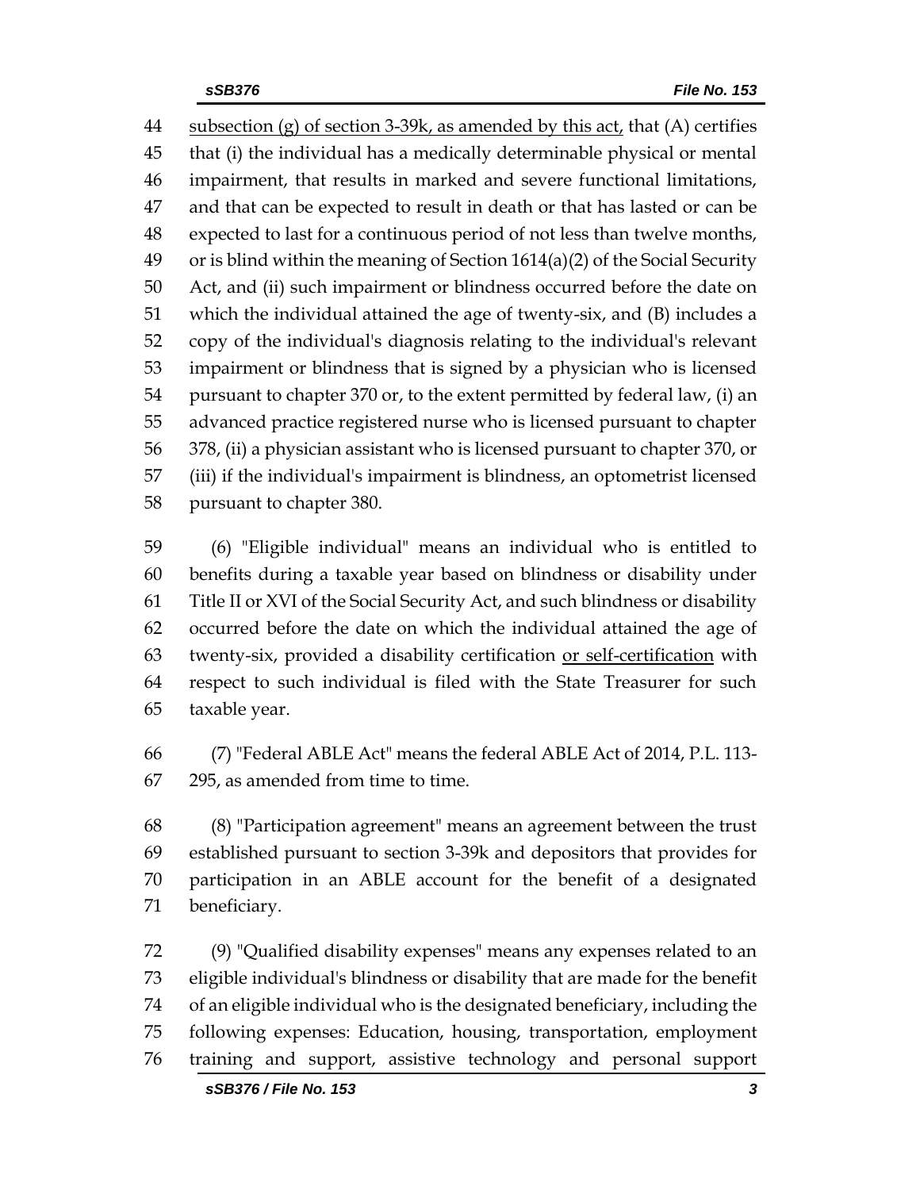subsection (g) of section 3-39k, as amended by this act, that (A) certifies that (i) the individual has a medically determinable physical or mental impairment, that results in marked and severe functional limitations, and that can be expected to result in death or that has lasted or can be expected to last for a continuous period of not less than twelve months, or is blind within the meaning of Section 1614(a)(2) of the Social Security Act, and (ii) such impairment or blindness occurred before the date on which the individual attained the age of twenty-six, and (B) includes a copy of the individual's diagnosis relating to the individual's relevant impairment or blindness that is signed by a physician who is licensed pursuant to chapter 370 or, to the extent permitted by federal law, (i) an advanced practice registered nurse who is licensed pursuant to chapter 378, (ii) a physician assistant who is licensed pursuant to chapter 370, or (iii) if the individual's impairment is blindness, an optometrist licensed pursuant to chapter 380.

(6) "Eligible individual" means an individual who is entitled to benefits during a taxable year based on blindness or disability under Title II or XVI of the Social Security Act, and such blindness or disability occurred before the date on which the individual attained the age of twenty-six, provided a disability certification or self-certification with respect to such individual is filed with the State Treasurer for such taxable year.

(7) "Federal ABLE Act" means the federal ABLE Act of 2014, P.L. 113-295, as amended from time to time.

(8) "Participation agreement" means an agreement between the trust established pursuant to section 3-39k and depositors that provides for participation in an ABLE account for the benefit of a designated beneficiary.

(9) "Qualified disability expenses" means any expenses related to an eligible individual's blindness or disability that are made for the benefit of an eligible individual who is the designated beneficiary, including the following expenses: Education, housing, transportation, employment training and support, assistive technology and personal support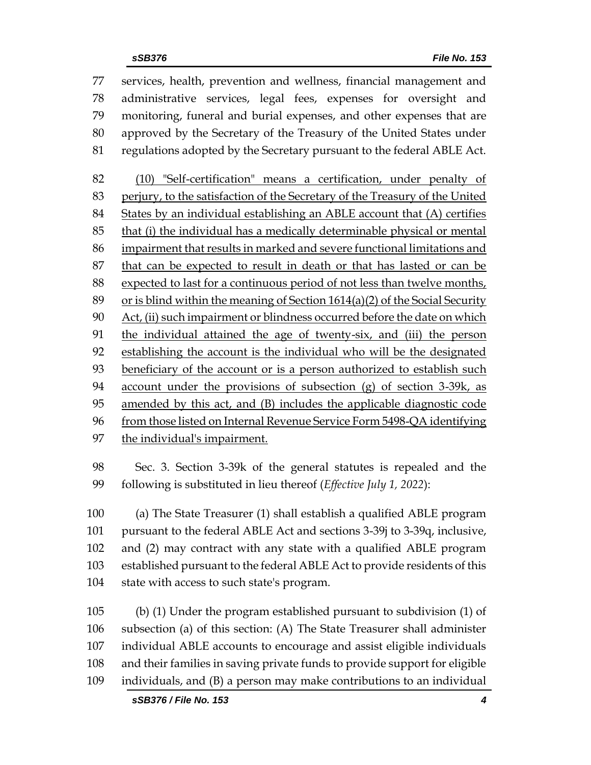services, health, prevention and wellness, financial management and administrative services, legal fees, expenses for oversight and monitoring, funeral and burial expenses, and other expenses that are approved by the Secretary of the Treasury of the United States under regulations adopted by the Secretary pursuant to the federal ABLE Act.

(10) "Self-certification" means a certification, under penalty of perjury, to the satisfaction of the Secretary of the Treasury of the United States by an individual establishing an ABLE account that (A) certifies that (i) the individual has a medically determinable physical or mental impairment that results in marked and severe functional limitations and that can be expected to result in death or that has lasted or can be expected to last for a continuous period of not less than twelve months, or is blind within the meaning of Section 1614(a)(2) of the Social Security Act, (ii) such impairment or blindness occurred before the date on which the individual attained the age of twenty-six, and (iii) the person establishing the account is the individual who will be the designated beneficiary of the account or is a person authorized to establish such account under the provisions of subsection (g) of section 3-39k, as amended by this act, and (B) includes the applicable diagnostic code from those listed on Internal Revenue Service Form 5498-QA identifying the individual's impairment.

Sec. 3. Section 3-39k of the general statutes is repealed and the following is substituted in lieu thereof (*Effective July 1, 2022*):

(a) The State Treasurer (1) shall establish a qualified ABLE program pursuant to the federal ABLE Act and sections 3-39j to 3-39q, inclusive, and (2) may contract with any state with a qualified ABLE program established pursuant to the federal ABLE Act to provide residents of this state with access to such state's program.

(b) (1) Under the program established pursuant to subdivision (1) of subsection (a) of this section: (A) The State Treasurer shall administer individual ABLE accounts to encourage and assist eligible individuals and their families in saving private funds to provide support for eligible individuals, and (B) a person may make contributions to an individual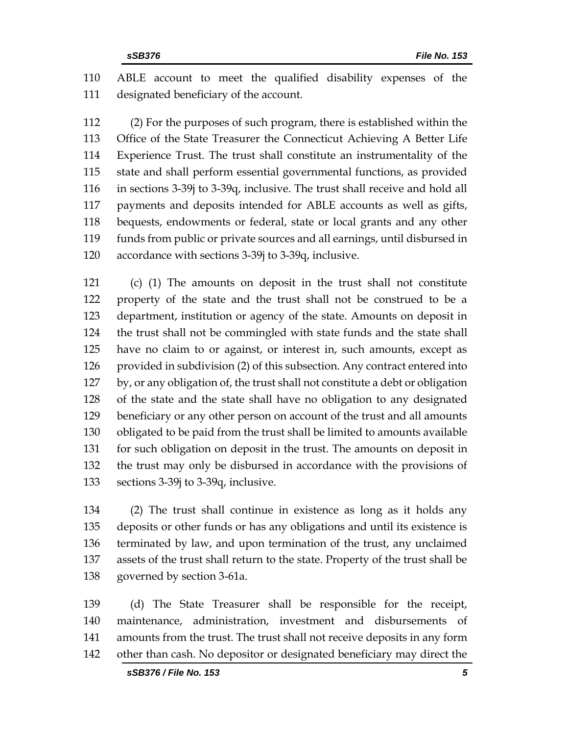ABLE account to meet the qualified disability expenses of the designated beneficiary of the account.

(2) For the purposes of such program, there is established within the Office of the State Treasurer the Connecticut Achieving A Better Life Experience Trust. The trust shall constitute an instrumentality of the state and shall perform essential governmental functions, as provided in sections 3-39j to 3-39q, inclusive. The trust shall receive and hold all payments and deposits intended for ABLE accounts as well as gifts, bequests, endowments or federal, state or local grants and any other funds from public or private sources and all earnings, until disbursed in accordance with sections 3-39j to 3-39q, inclusive.

(c) (1) The amounts on deposit in the trust shall not constitute property of the state and the trust shall not be construed to be a department, institution or agency of the state. Amounts on deposit in the trust shall not be commingled with state funds and the state shall have no claim to or against, or interest in, such amounts, except as provided in subdivision (2) of this subsection. Any contract entered into by, or any obligation of, the trust shall not constitute a debt or obligation of the state and the state shall have no obligation to any designated beneficiary or any other person on account of the trust and all amounts obligated to be paid from the trust shall be limited to amounts available for such obligation on deposit in the trust. The amounts on deposit in the trust may only be disbursed in accordance with the provisions of sections 3-39j to 3-39q, inclusive.

(2) The trust shall continue in existence as long as it holds any deposits or other funds or has any obligations and until its existence is terminated by law, and upon termination of the trust, any unclaimed assets of the trust shall return to the state. Property of the trust shall be governed by section 3-61a.

(d) The State Treasurer shall be responsible for the receipt, maintenance, administration, investment and disbursements of amounts from the trust. The trust shall not receive deposits in any form other than cash. No depositor or designated beneficiary may direct the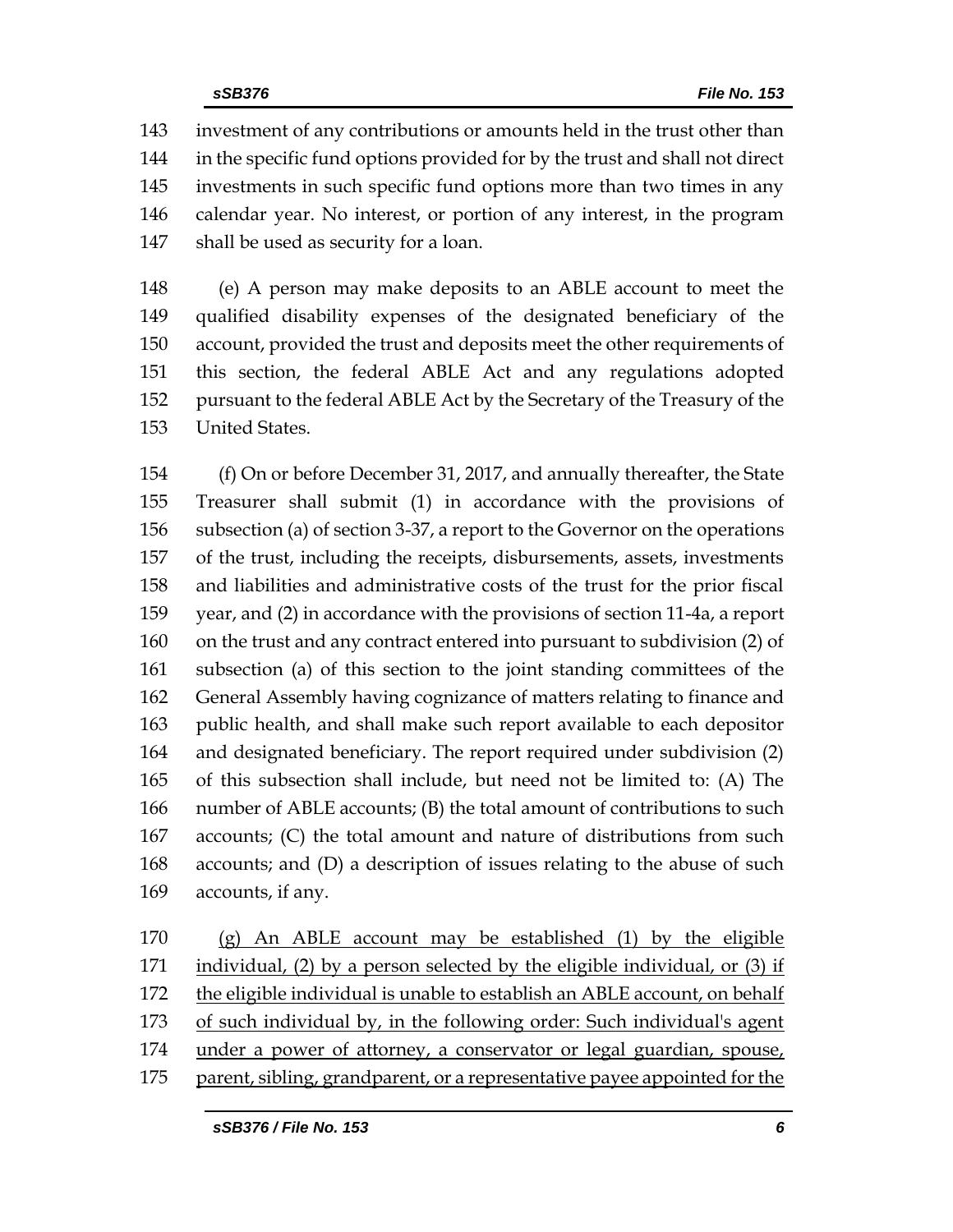investment of any contributions or amounts held in the trust other than in the specific fund options provided for by the trust and shall not direct investments in such specific fund options more than two times in any calendar year. No interest, or portion of any interest, in the program shall be used as security for a loan.

(e) A person may make deposits to an ABLE account to meet the qualified disability expenses of the designated beneficiary of the account, provided the trust and deposits meet the other requirements of this section, the federal ABLE Act and any regulations adopted pursuant to the federal ABLE Act by the Secretary of the Treasury of the United States.

(f) On or before December 31, 2017, and annually thereafter, the State Treasurer shall submit (1) in accordance with the provisions of subsection (a) of section 3-37, a report to the Governor on the operations of the trust, including the receipts, disbursements, assets, investments and liabilities and administrative costs of the trust for the prior fiscal year, and (2) in accordance with the provisions of section 11-4a, a report on the trust and any contract entered into pursuant to subdivision (2) of subsection (a) of this section to the joint standing committees of the General Assembly having cognizance of matters relating to finance and public health, and shall make such report available to each depositor and designated beneficiary. The report required under subdivision (2) of this subsection shall include, but need not be limited to: (A) The number of ABLE accounts; (B) the total amount of contributions to such accounts; (C) the total amount and nature of distributions from such accounts; and (D) a description of issues relating to the abuse of such accounts, if any.

<u>(g) An ABLE account may be established (1) by the eligible individual, (2) by a person selected by the eligible individual, or (3) if the eligible individual is unable to establish an ABLE account, on behalf of such individual by, in the following order: Such individual's agent under a power of attorney, a conservator or legal guardian, spouse, parent, sibling, grandparent, or a representative payee appointed for the</u>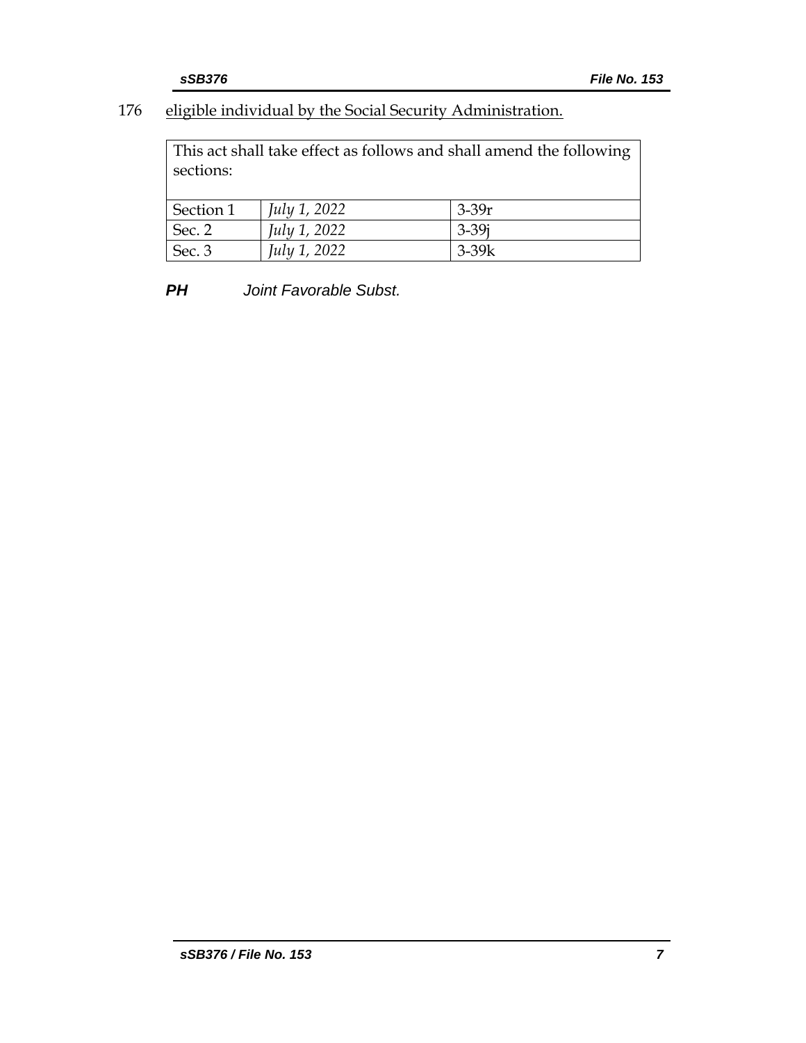176 eligible individual by the Social Security Administration.

| This act shall take effect as follows and shall amend the following sections: | | |
|---|---|---|
| Section 1 | *July 1, 2022* | 3-39r |
| Sec. 2 | *July 1, 2022* | 3-39j |
| Sec. 3 | *July 1, 2022* | 3-39k |

***PH*** *Joint Favorable Subst.*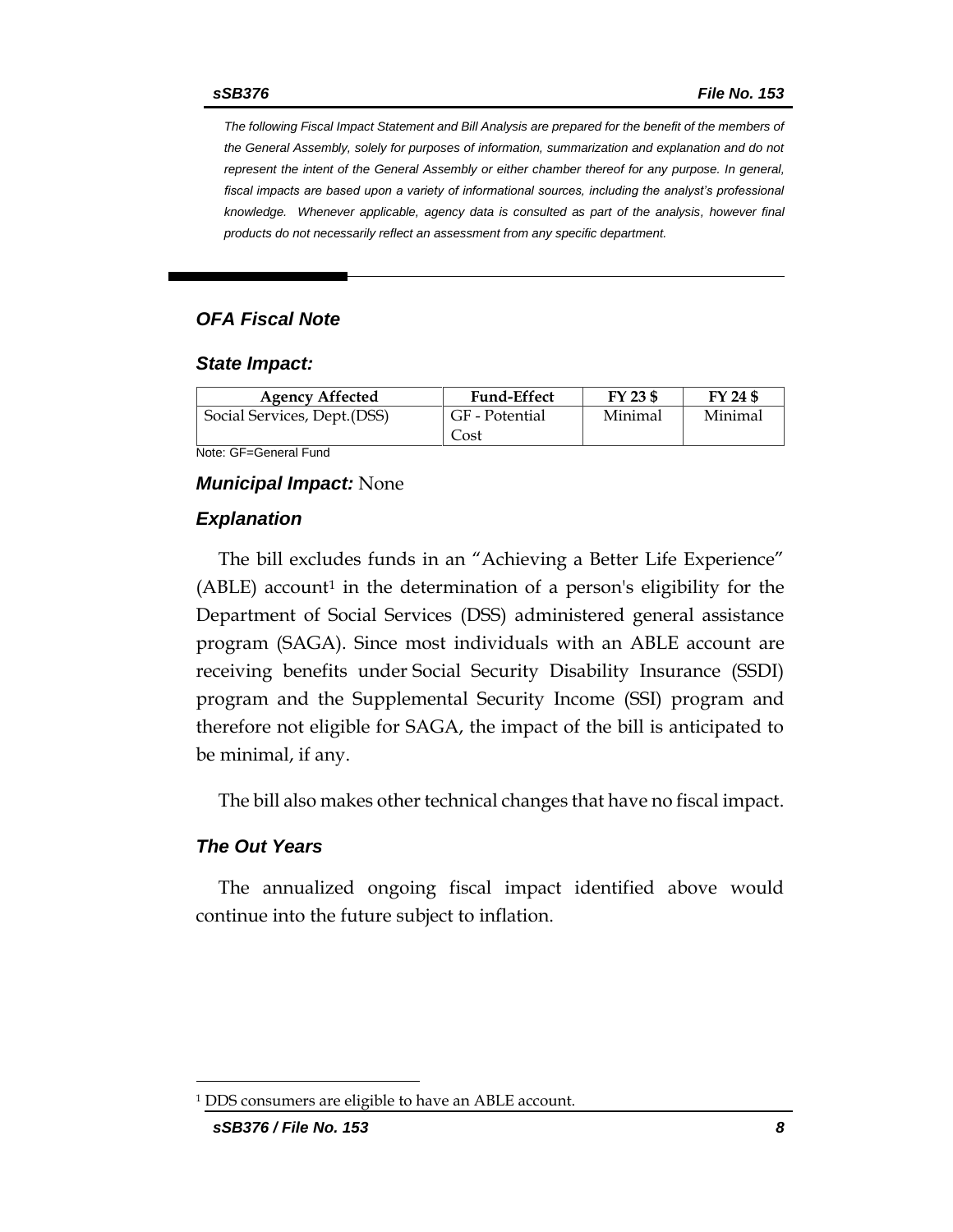*The following Fiscal Impact Statement and Bill Analysis are prepared for the benefit of the members of the General Assembly, solely for purposes of information, summarization and explanation and do not represent the intent of the General Assembly or either chamber thereof for any purpose. In general, fiscal impacts are based upon a variety of informational sources, including the analyst's professional knowledge. Whenever applicable, agency data is consulted as part of the analysis, however final products do not necessarily reflect an assessment from any specific department.*

## *OFA Fiscal Note*

### *State Impact:*

| Agency Affected | Fund-Effect | FY 23 $ | FY 24 $ |
|---|---|---|---|
| Social Services, Dept.(DSS) | GF - Potential Cost | Minimal | Minimal |

Note: GF=General Fund

***Municipal Impact:*** None

### *Explanation*

The bill excludes funds in an "Achieving a Better Life Experience" (ABLE) account[1] in the determination of a person's eligibility for the Department of Social Services (DSS) administered general assistance program (SAGA). Since most individuals with an ABLE account are receiving benefits under Social Security Disability Insurance (SSDI) program and the Supplemental Security Income (SSI) program and therefore not eligible for SAGA, the impact of the bill is anticipated to be minimal, if any.

The bill also makes other technical changes that have no fiscal impact.

### *The Out Years*

The annualized ongoing fiscal impact identified above would continue into the future subject to inflation.

[1] DDS consumers are eligible to have an ABLE account.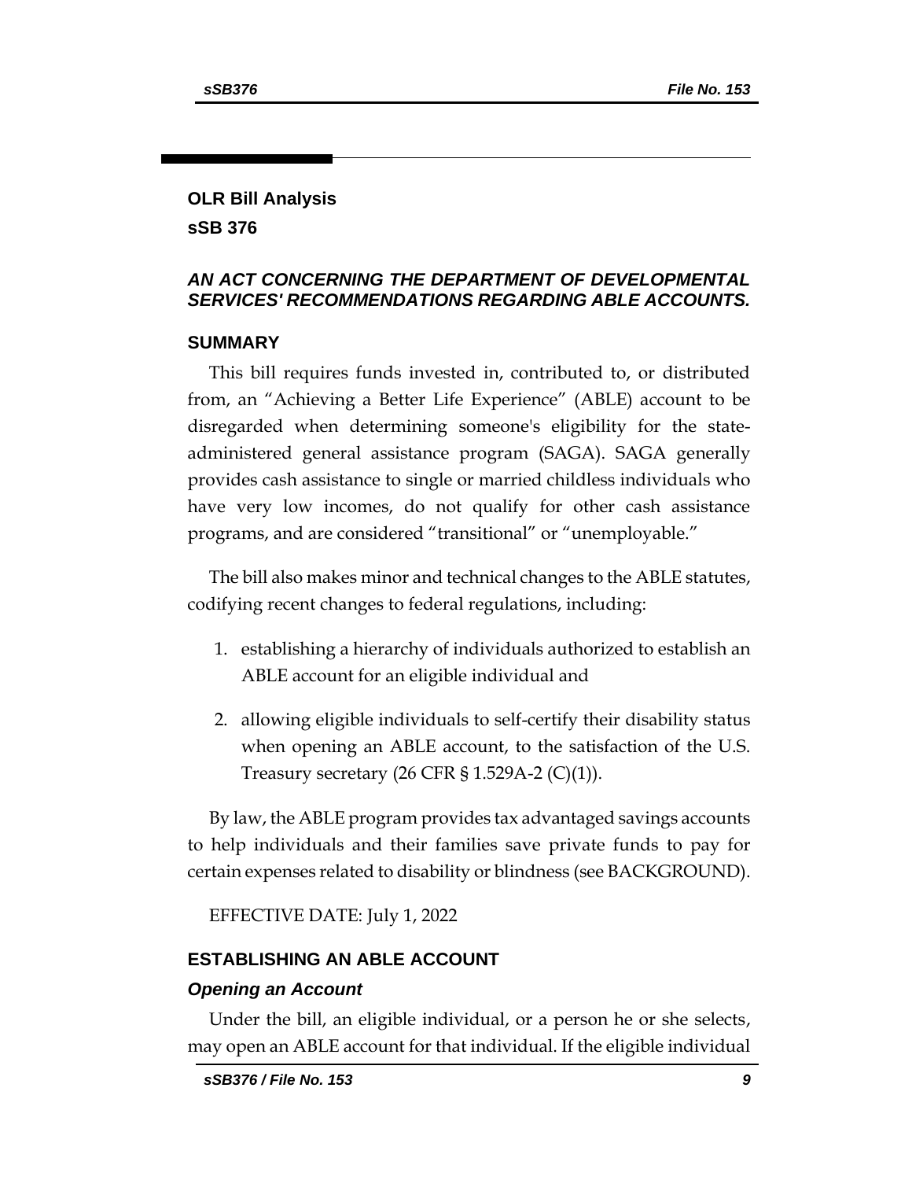## OLR Bill Analysis

## sSB 376

### *AN ACT CONCERNING THE DEPARTMENT OF DEVELOPMENTAL SERVICES' RECOMMENDATIONS REGARDING ABLE ACCOUNTS.*

### SUMMARY

This bill requires funds invested in, contributed to, or distributed from, an "Achieving a Better Life Experience" (ABLE) account to be disregarded when determining someone's eligibility for the state-administered general assistance program (SAGA). SAGA generally provides cash assistance to single or married childless individuals who have very low incomes, do not qualify for other cash assistance programs, and are considered "transitional" or "unemployable."

The bill also makes minor and technical changes to the ABLE statutes, codifying recent changes to federal regulations, including:

1. establishing a hierarchy of individuals authorized to establish an ABLE account for an eligible individual and
2. allowing eligible individuals to self-certify their disability status when opening an ABLE account, to the satisfaction of the U.S. Treasury secretary (26 CFR § 1.529A-2 (C)(1)).

By law, the ABLE program provides tax advantaged savings accounts to help individuals and their families save private funds to pay for certain expenses related to disability or blindness (see BACKGROUND).

EFFECTIVE DATE: July 1, 2022

### ESTABLISHING AN ABLE ACCOUNT

#### *Opening an Account*

Under the bill, an eligible individual, or a person he or she selects, may open an ABLE account for that individual. If the eligible individual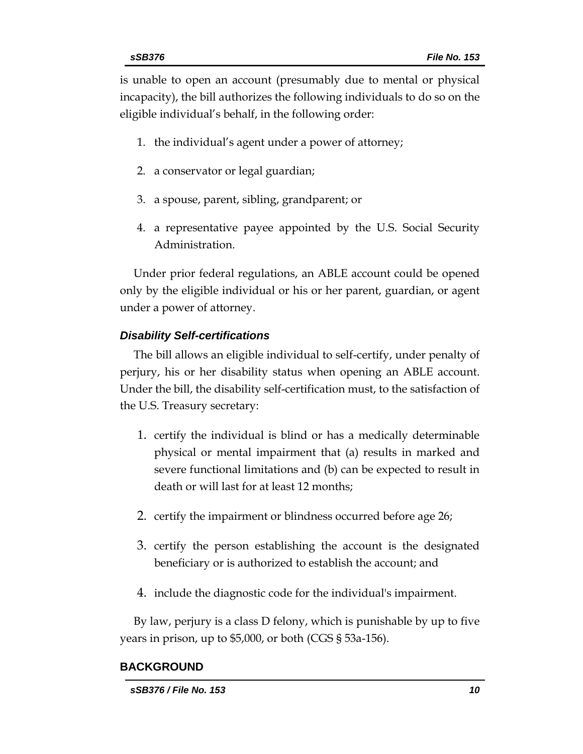is unable to open an account (presumably due to mental or physical incapacity), the bill authorizes the following individuals to do so on the eligible individual's behalf, in the following order:

1. the individual's agent under a power of attorney;
2. a conservator or legal guardian;
3. a spouse, parent, sibling, grandparent; or
4. a representative payee appointed by the U.S. Social Security Administration.

Under prior federal regulations, an ABLE account could be opened only by the eligible individual or his or her parent, guardian, or agent under a power of attorney.

### *Disability Self-certifications*

The bill allows an eligible individual to self-certify, under penalty of perjury, his or her disability status when opening an ABLE account. Under the bill, the disability self-certification must, to the satisfaction of the U.S. Treasury secretary:

1. certify the individual is blind or has a medically determinable physical or mental impairment that (a) results in marked and severe functional limitations and (b) can be expected to result in death or will last for at least 12 months;
2. certify the impairment or blindness occurred before age 26;
3. certify the person establishing the account is the designated beneficiary or is authorized to establish the account; and
4. include the diagnostic code for the individual's impairment.

By law, perjury is a class D felony, which is punishable by up to five years in prison, up to $5,000, or both (CGS § 53a-156).

## BACKGROUND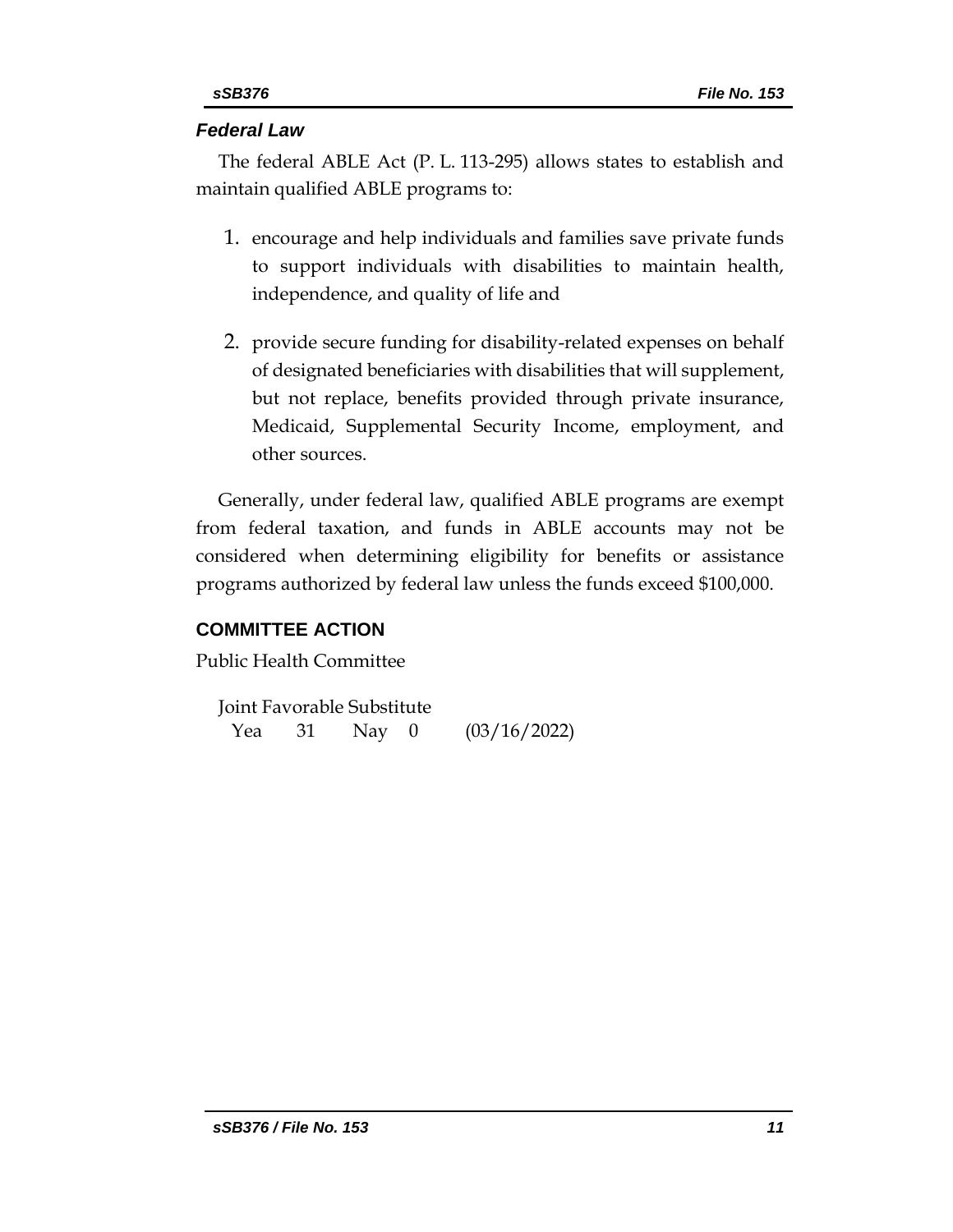### *Federal Law*

The federal ABLE Act (P. L. 113-295) allows states to establish and maintain qualified ABLE programs to:

1. encourage and help individuals and families save private funds to support individuals with disabilities to maintain health, independence, and quality of life and
2. provide secure funding for disability-related expenses on behalf of designated beneficiaries with disabilities that will supplement, but not replace, benefits provided through private insurance, Medicaid, Supplemental Security Income, employment, and other sources.

Generally, under federal law, qualified ABLE programs are exempt from federal taxation, and funds in ABLE accounts may not be considered when determining eligibility for benefits or assistance programs authorized by federal law unless the funds exceed $100,000.

## COMMITTEE ACTION

Public Health Committee

Joint Favorable Substitute
Yea 31 Nay 0 (03/16/2022)